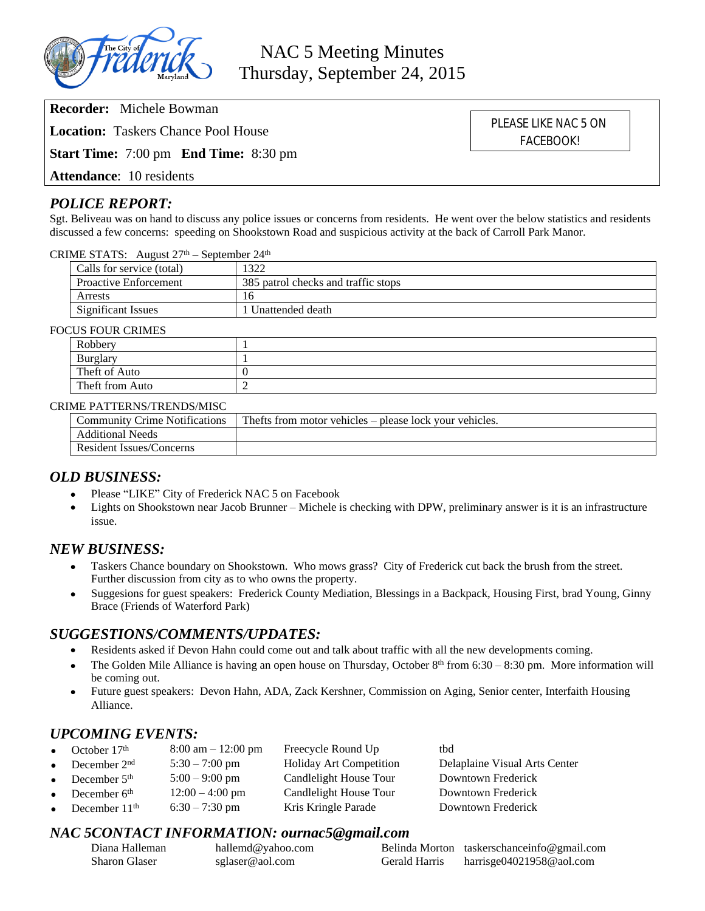# NAC 5 Meeting Minutes
## Thursday, September 24, 2015

**Recorder:** Michele Bowman

**Location:** Taskers Chance Pool House

**Start Time:** 7:00 pm **End Time:** 8:30 pm

**Attendance**: 10 residents

PLEASE LIKE NAC 5 ON FACEBOOK!

## *POLICE REPORT:*

Sgt. Beliveau was on hand to discuss any police issues or concerns from residents. He went over the below statistics and residents discussed a few concerns: speeding on Shookstown Road and suspicious activity at the back of Carroll Park Manor.

CRIME STATS: August 27th – September 24th

| Calls for service (total) | 1322 |
|---|---|
| Proactive Enforcement | 385 patrol checks and traffic stops |
| Arrests | 16 |
| Significant Issues | 1 Unattended death |

FOCUS FOUR CRIMES

| Robbery | 1 |
|---|---|
| Burglary | 1 |
| Theft of Auto | 0 |
| Theft from Auto | 2 |

CRIME PATTERNS/TRENDS/MISC

| Community Crime Notifications | Thefts from motor vehicles – please lock your vehicles. |
|---|---|
| Additional Needs | |
| Resident Issues/Concerns | |

## *OLD BUSINESS:*

- Please "LIKE" City of Frederick NAC 5 on Facebook
- Lights on Shookstown near Jacob Brunner – Michele is checking with DPW, preliminary answer is it is an infrastructure issue.

## *NEW BUSINESS:*

- Taskers Chance boundary on Shookstown. Who mows grass? City of Frederick cut back the brush from the street. Further discussion from city as to who owns the property.
- Suggesions for guest speakers: Frederick County Mediation, Blessings in a Backpack, Housing First, brad Young, Ginny Brace (Friends of Waterford Park)

## *SUGGESTIONS/COMMENTS/UPDATES:*

- Residents asked if Devon Hahn could come out and talk about traffic with all the new developments coming.
- The Golden Mile Alliance is having an open house on Thursday, October 8th from 6:30 – 8:30 pm. More information will be coming out.
- Future guest speakers: Devon Hahn, ADA, Zack Kershner, Commission on Aging, Senior center, Interfaith Housing Alliance.

## *UPCOMING EVENTS:*

- October 17th | 8:00 am – 12:00 pm | Freecycle Round Up | tbd
- December 2nd | 5:30 – 7:00 pm | Holiday Art Competition | Delaplaine Visual Arts Center
- December 5th | 5:00 – 9:00 pm | Candlelight House Tour | Downtown Frederick
- December 6th | 12:00 – 4:00 pm | Candlelight House Tour | Downtown Frederick
- December 11th | 6:30 – 7:30 pm | Kris Kringle Parade | Downtown Frederick

## *NAC 5CONTACT INFORMATION: ournac5@gmail.com*

| | | | |
|---|---|---|---|
| Diana Halleman | hallemd@yahoo.com | Belinda Morton | taskerschanceinfo@gmail.com |
| Sharon Glaser | sglaser@aol.com | Gerald Harris | harrisge04021958@aol.com |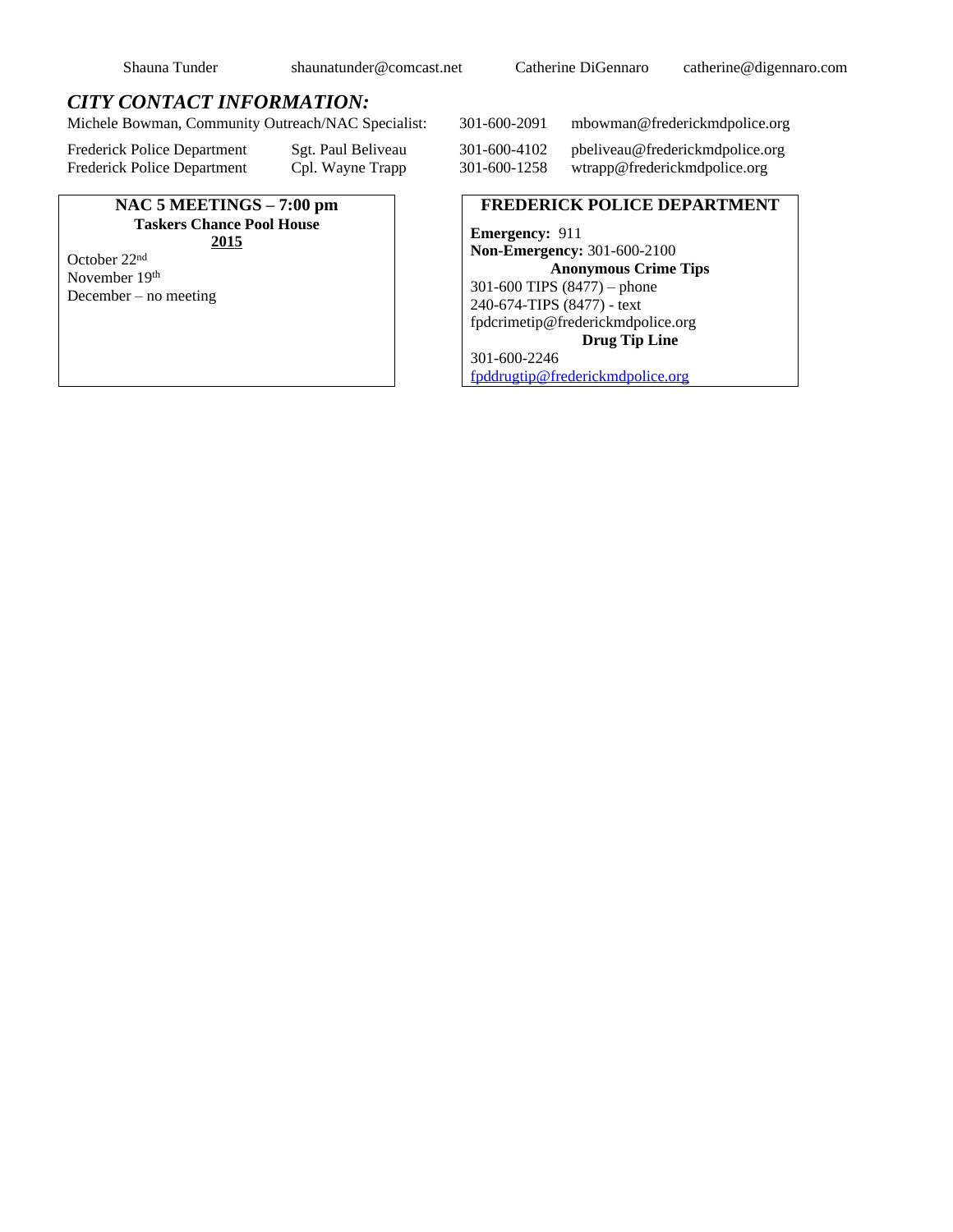| | | | |
|---|---|---|---|
| Shauna Tunder | shaunatunder@comcast.net | Catherine DiGennaro | catherine@digennaro.com |

## *CITY CONTACT INFORMATION:*

| | | | |
|---|---|---|---|
| Michele Bowman, Community Outreach/NAC Specialist: | | 301-600-2091 | mbowman@frederickmdpolice.org |
| Frederick Police Department | Sgt. Paul Beliveau | 301-600-4102 | pbeliveau@frederickmdpolice.org |
| Frederick Police Department | Cpl. Wayne Trapp | 301-600-1258 | wtrapp@frederickmdpolice.org |

### NAC 5 MEETINGS – 7:00 pm

**Taskers Chance Pool House**

**2015**

October 22nd
November 19th
December – no meeting

### FREDERICK POLICE DEPARTMENT

**Emergency:** 911
**Non-Emergency:** 301-600-2100

**Anonymous Crime Tips**

301-600 TIPS (8477) – phone
240-674-TIPS (8477) - text
fpdcrimetip@frederickmdpolice.org

**Drug Tip Line**

301-600-2246
fpddrugtip@frederickmdpolice.org